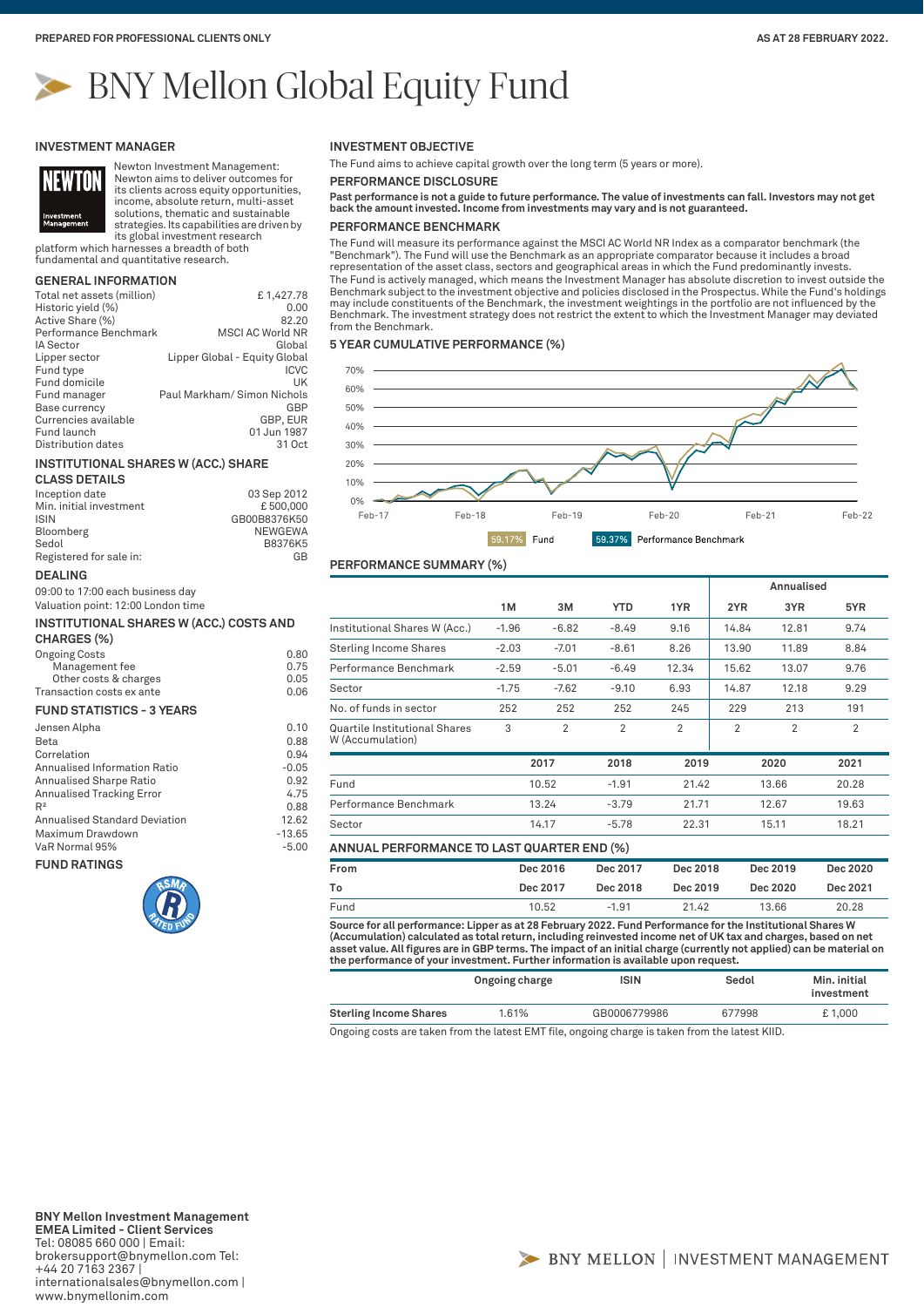PREPARED FOR PROFESSIONAL CLIENTS ONLY

AS AT 28 FEBRUARY 2022.

# BNY Mellon Global Equity Fund

## INVESTMENT MANAGER

Newton Investment Management: Newton aims to deliver outcomes for its clients across equity opportunities, income, absolute return, multi-asset solutions, thematic and sustainable strategies. Its capabilities are driven by its global investment research platform which harnesses a breadth of both fundamental and quantitative research.

## GENERAL INFORMATION

| | |
|---|---|
| Total net assets (million) | £ 1,427.78 |
| Historic yield (%) | 0.00 |
| Active Share (%) | 82.20 |
| Performance Benchmark | MSCI AC World NR |
| IA Sector | Global |
| Lipper sector | Lipper Global - Equity Global |
| Fund type | ICVC |
| Fund domicile | UK |
| Fund manager | Paul Markham/ Simon Nichols |
| Base currency | GBP |
| Currencies available | GBP, EUR |
| Fund launch | 01 Jun 1987 |
| Distribution dates | 31 Oct |

## INSTITUTIONAL SHARES W (ACC.) SHARE CLASS DETAILS

| | |
|---|---|
| Inception date | 03 Sep 2012 |
| Min. initial investment | £ 500,000 |
| ISIN | GB00B8376K50 |
| Bloomberg | NEWGEWA |
| Sedol | B8376K5 |
| Registered for sale in: | GB |

## DEALING

09:00 to 17:00 each business day
Valuation point: 12:00 London time

## INSTITUTIONAL SHARES W (ACC.) COSTS AND CHARGES (%)

| | |
|---|---|
| Ongoing Costs | 0.80 |
| Management fee | 0.75 |
| Other costs & charges | 0.05 |
| Transaction costs ex ante | 0.06 |

## FUND STATISTICS - 3 YEARS

| | |
|---|---|
| Jensen Alpha | 0.10 |
| Beta | 0.88 |
| Correlation | 0.94 |
| Annualised Information Ratio | -0.05 |
| Annualised Sharpe Ratio | 0.92 |
| Annualised Tracking Error | 4.75 |
| $R^2$ | 0.88 |
| Annualised Standard Deviation | 12.62 |
| Maximum Drawdown | -13.65 |
| VaR Normal 95% | -5.00 |

## FUND RATINGS

RSMR RATED FUND

## INVESTMENT OBJECTIVE

The Fund aims to achieve capital growth over the long term (5 years or more).

## PERFORMANCE DISCLOSURE

**Past performance is not a guide to future performance. The value of investments can fall. Investors may not get back the amount invested. Income from investments may vary and is not guaranteed.**

## PERFORMANCE BENCHMARK

The Fund will measure its performance against the MSCI AC World NR Index as a comparator benchmark (the "Benchmark"). The Fund will use the Benchmark as an appropriate comparator because it includes a broad representation of the asset class, sectors and geographical areas in which the Fund predominantly invests.
The Fund is actively managed, which means the Investment Manager has absolute discretion to invest outside the Benchmark subject to the investment objective and policies disclosed in the Prospectus. While the Fund's holdings may include constituents of the Benchmark, the investment weightings in the portfolio are not influenced by the Benchmark. The investment strategy does not restrict the extent to which the Investment Manager may deviated from the Benchmark.

## 5 YEAR CUMULATIVE PERFORMANCE (%)

59.17% Fund    59.37% Performance Benchmark

## PERFORMANCE SUMMARY (%)

| | 1M | 3M | YTD | 1YR | 2YR (Annualised) | 3YR (Annualised) | 5YR (Annualised) |
|---|---|---|---|---|---|---|---|
| Institutional Shares W (Acc.) | -1.96 | -6.82 | -8.49 | 9.16 | 14.84 | 12.81 | 9.74 |
| Sterling Income Shares | -2.03 | -7.01 | -8.61 | 8.26 | 13.90 | 11.89 | 8.84 |
| Performance Benchmark | -2.59 | -5.01 | -6.49 | 12.34 | 15.62 | 13.07 | 9.76 |
| Sector | -1.75 | -7.62 | -9.10 | 6.93 | 14.87 | 12.18 | 9.29 |
| No. of funds in sector | 252 | 252 | 252 | 245 | 229 | 213 | 191 |
| Quartile Institutional Shares W (Accumulation) | 3 | 2 | 2 | 2 | 2 | 2 | 2 |

| | 2017 | 2018 | 2019 | 2020 | 2021 |
|---|---|---|---|---|---|
| Fund | 10.52 | -1.91 | 21.42 | 13.66 | 20.28 |
| Performance Benchmark | 13.24 | -3.79 | 21.71 | 12.67 | 19.63 |
| Sector | 14.17 | -5.78 | 22.31 | 15.11 | 18.21 |

## ANNUAL PERFORMANCE TO LAST QUARTER END (%)

| From | Dec 2016 | Dec 2017 | Dec 2018 | Dec 2019 | Dec 2020 |
|---|---|---|---|---|---|
| To | Dec 2017 | Dec 2018 | Dec 2019 | Dec 2020 | Dec 2021 |
| Fund | 10.52 | -1.91 | 21.42 | 13.66 | 20.28 |

**Source for all performance: Lipper as at 28 February 2022. Fund Performance for the Institutional Shares W (Accumulation) calculated as total return, including reinvested income net of UK tax and charges, based on net asset value. All figures are in GBP terms. The impact of an initial charge (currently not applied) can be material on the performance of your investment. Further information is available upon request.**

| | Ongoing charge | ISIN | Sedol | Min. initial investment |
|---|---|---|---|---|
| **Sterling Income Shares** | 1.61% | GB0006779986 | 677998 | £ 1,000 |

Ongoing costs are taken from the latest EMT file, ongoing charge is taken from the latest KIID.

**BNY Mellon Investment Management EMEA Limited - Client Services**
Tel: 08085 660 000 | Email: brokersupport@bnymellon.com Tel: +44 20 7163 2367 | internationalsales@bnymellon.com | www.bnymellonim.com

BNY MELLON | INVESTMENT MANAGEMENT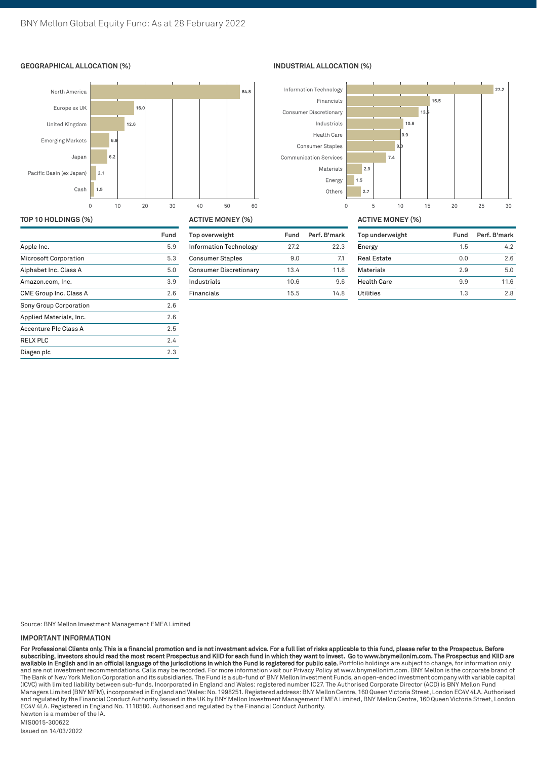BNY Mellon Global Equity Fund: As at 28 February 2022

## GEOGRAPHICAL ALLOCATION (%)

North America 54.8
Europe ex UK 16.0
United Kingdom 12.6
Emerging Markets 6.9
Japan 6.2
Pacific Basin (ex Japan) 2.1
Cash 1.5

0 10 20 30 40 50 60

## INDUSTRIAL ALLOCATION (%)

Information Technology 27.2
Financials 15.5
Consumer Discretionary 13.4
Industrials 10.6
Health Care 9.9
Consumer Staples 9.0
Communication Services 7.4
Materials 2.9
Energy 1.5
Others 2.7

0 5 10 15 20 25 30

## TOP 10 HOLDINGS (%)

| | Fund |
|---|---|
| Apple Inc. | 5.9 |
| Microsoft Corporation | 5.3 |
| Alphabet Inc. Class A | 5.0 |
| Amazon.com, Inc. | 3.9 |
| CME Group Inc. Class A | 2.6 |
| Sony Group Corporation | 2.6 |
| Applied Materials, Inc. | 2.6 |
| Accenture Plc Class A | 2.5 |
| RELX PLC | 2.4 |
| Diageo plc | 2.3 |

## ACTIVE MONEY (%)

| Top overweight | Fund | Perf. B'mark |
|---|---|---|
| Information Technology | 27.2 | 22.3 |
| Consumer Staples | 9.0 | 7.1 |
| Consumer Discretionary | 13.4 | 11.8 |
| Industrials | 10.6 | 9.6 |
| Financials | 15.5 | 14.8 |

## ACTIVE MONEY (%)

| Top underweight | Fund | Perf. B'mark |
|---|---|---|
| Energy | 1.5 | 4.2 |
| Real Estate | 0.0 | 2.6 |
| Materials | 2.9 | 5.0 |
| Health Care | 9.9 | 11.6 |
| Utilities | 1.3 | 2.8 |

Source: BNY Mellon Investment Management EMEA Limited

## IMPORTANT INFORMATION

**For Professional Clients only. This is a financial promotion and is not investment advice. For a full list of risks applicable to this fund, please refer to the Prospectus. Before subscribing, investors should read the most recent Prospectus and KIID for each fund in which they want to invest. Go to www.bnymellonim.com. The Prospectus and KIID are available in English and in an official language of the jurisdictions in which the Fund is registered for public sale.** Portfolio holdings are subject to change, for information only and are not investment recommendations. Calls may be recorded. For more information visit our Privacy Policy at www.bnymellonim.com. BNY Mellon is the corporate brand of The Bank of New York Mellon Corporation and its subsidiaries. The Fund is a sub-fund of BNY Mellon Investment Funds, an open-ended investment company with variable capital (ICVC) with limited liability between sub-funds. Incorporated in England and Wales: registered number IC27. The Authorised Corporate Director (ACD) is BNY Mellon Fund Managers Limited (BNY MFM), incorporated in England and Wales: No. 1998251. Registered address: BNY Mellon Centre, 160 Queen Victoria Street, London EC4V 4LA. Authorised and regulated by the Financial Conduct Authority. Issued in the UK by BNY Mellon Investment Management EMEA Limited, BNY Mellon Centre, 160 Queen Victoria Street, London EC4V 4LA. Registered in England No. 1118580. Authorised and regulated by the Financial Conduct Authority.

Newton is a member of the IA.

MIS0015-300622

Issued on 14/03/2022